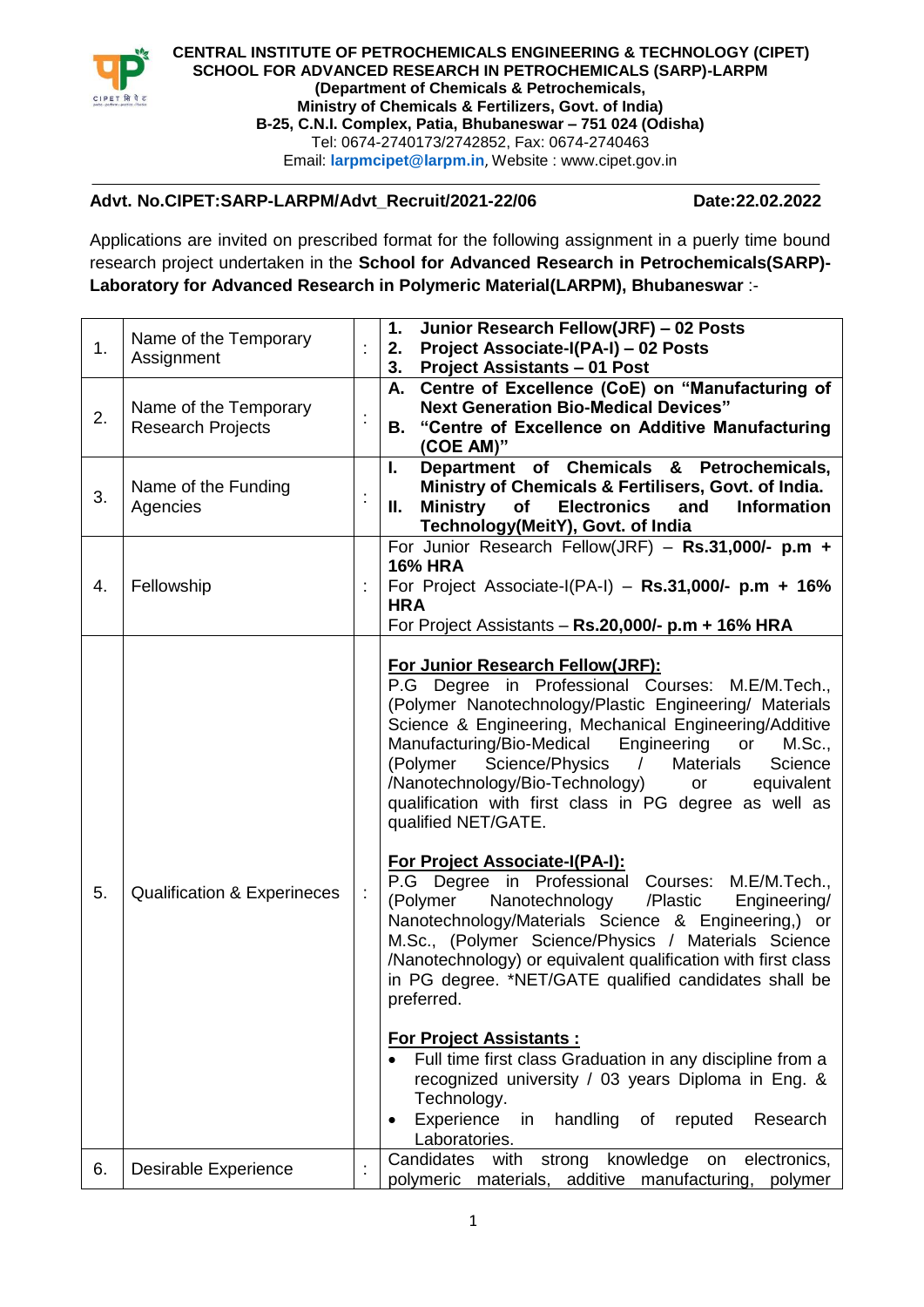**CENTRAL INSTITUTE OF PETROCHEMICALS ENGINEERING & TECHNOLOGY (CIPET)**
**SCHOOL FOR ADVANCED RESEARCH IN PETROCHEMICALS (SARP)-LARPM**
**(Department of Chemicals & Petrochemicals,**
**Ministry of Chemicals & Fertilizers, Govt. of India)**
**B-25, C.N.I. Complex, Patia, Bhubaneswar – 751 024 (Odisha)**
Tel: 0674-2740173/2742852, Fax: 0674-2740463
Email: **larpmcipet@larpm.in**, Website : www.cipet.gov.in

**Advt. No.CIPET:SARP-LARPM/Advt_Recruit/2021-22/06** **Date:22.02.2022**

Applications are invited on prescribed format for the following assignment in a puerly time bound research project undertaken in the **School for Advanced Research in Petrochemicals(SARP)-Laboratory for Advanced Research in Polymeric Material(LARPM), Bhubaneswar** :-

| | | | |
|---|---|---|---|
| 1. | Name of the Temporary Assignment | : | **1. Junior Research Fellow(JRF) – 02 Posts**<br>**2. Project Associate-I(PA-I) – 02 Posts**<br>**3. Project Assistants – 01 Post** |
| 2. | Name of the Temporary Research Projects | : | **A. Centre of Excellence (CoE) on "Manufacturing of Next Generation Bio-Medical Devices"**<br>**B. "Centre of Excellence on Additive Manufacturing (COE AM)"** |
| 3. | Name of the Funding Agencies | : | **I. Department of Chemicals & Petrochemicals, Ministry of Chemicals & Fertilisers, Govt. of India.**<br>**II. Ministry of Electronics and Information Technology(MeitY), Govt. of India** |
| 4. | Fellowship | : | For Junior Research Fellow(JRF) – **Rs.31,000/- p.m + 16% HRA**<br>For Project Associate-I(PA-I) – **Rs.31,000/- p.m + 16% HRA**<br>For Project Assistants – **Rs.20,000/- p.m + 16% HRA** |
| 5. | Qualification & Experinecees | : | **<u>For Junior Research Fellow(JRF):</u>**<br>P.G Degree in Professional Courses: M.E/M.Tech., (Polymer Nanotechnology/Plastic Engineering/ Materials Science & Engineering, Mechanical Engineering/Additive Manufacturing/Bio-Medical Engineering or M.Sc., (Polymer Science/Physics / Materials Science /Nanotechnology/Bio-Technology) or equivalent qualification with first class in PG degree as well as qualified NET/GATE.<br><br>**<u>For Project Associate-I(PA-I):</u>**<br>P.G Degree in Professional Courses: M.E/M.Tech., (Polymer Nanotechnology /Plastic Engineering/ Nanotechnology/Materials Science & Engineering,) or M.Sc., (Polymer Science/Physics / Materials Science /Nanotechnology) or equivalent qualification with first class in PG degree. *NET/GATE qualified candidates shall be preferred.<br><br>**<u>For Project Assistants :</u>**<br>• Full time first class Graduation in any discipline from a recognized university / 03 years Diploma in Eng. & Technology.<br>• Experience in handling of reputed Research Laboratories. |
| 6. | Desirable Experience | : | Candidates with strong knowledge on electronics, polymeric materials, additive manufacturing, polymer |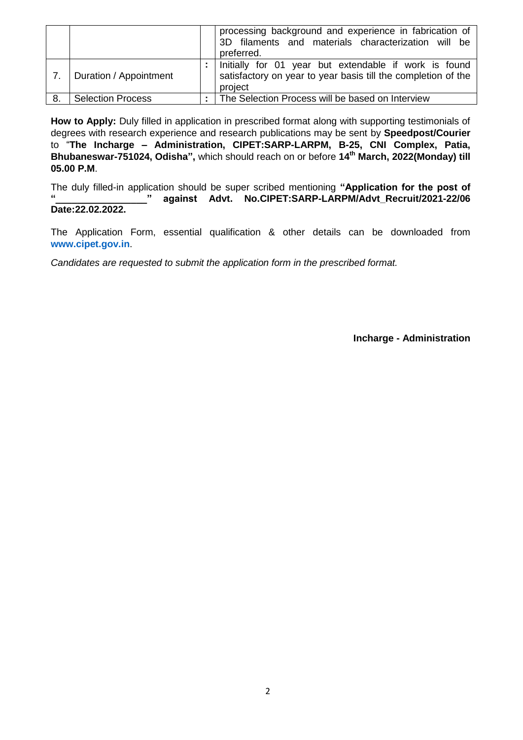|  |  |  |  |
|---|---|---|---|
|  |  |  | processing background and experience in fabrication of 3D filaments and materials characterization will be preferred. |
| 7. | Duration / Appointment | : | Initially for 01 year but extendable if work is found satisfactory on year to year basis till the completion of the project |
| 8. | Selection Process | : | The Selection Process will be based on Interview |

**How to Apply:** Duly filled in application in prescribed format along with supporting testimonials of degrees with research experience and research publications may be sent by **Speedpost/Courier** to "**The Incharge – Administration, CIPET:SARP-LARPM, B-25, CNI Complex, Patia, Bhubaneswar-751024, Odisha",** which should reach on or before **14th March, 2022(Monday) till 05.00 P.M**.

The duly filled-in application should be super scribed mentioning **"Application for the post of "________________" against Advt. No.CIPET:SARP-LARPM/Advt_Recruit/2021-22/06 Date:22.02.2022.**

The Application Form, essential qualification & other details can be downloaded from **www.cipet.gov.in**.

*Candidates are requested to submit the application form in the prescribed format.*

**Incharge - Administration**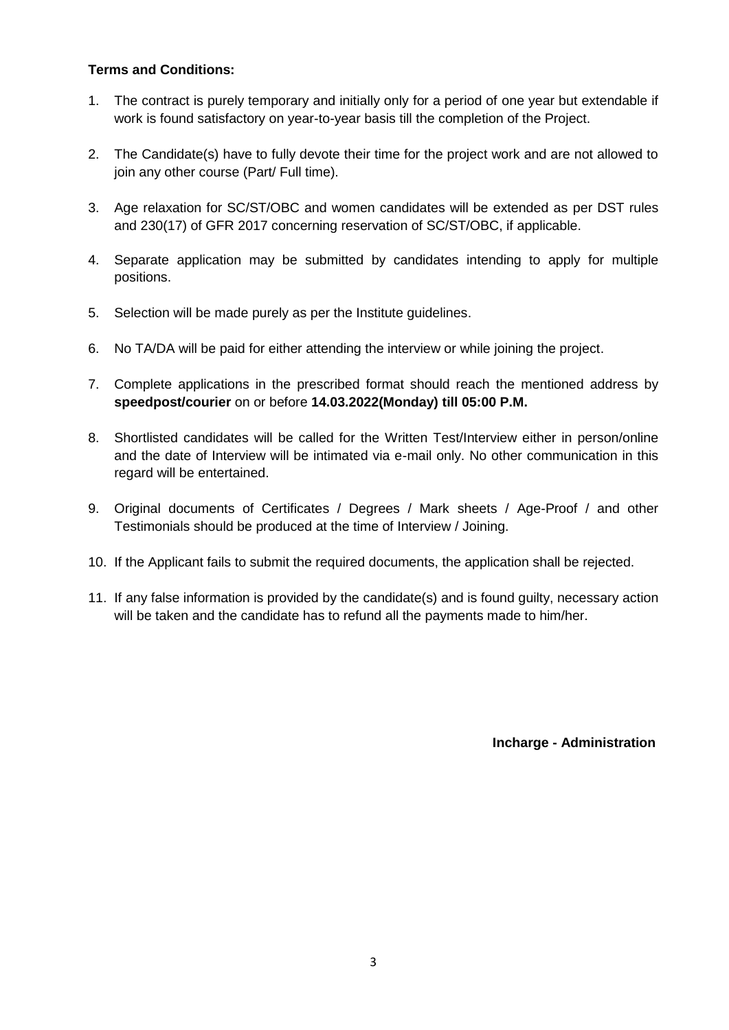**Terms and Conditions:**

1. The contract is purely temporary and initially only for a period of one year but extendable if work is found satisfactory on year-to-year basis till the completion of the Project.

2. The Candidate(s) have to fully devote their time for the project work and are not allowed to join any other course (Part/ Full time).

3. Age relaxation for SC/ST/OBC and women candidates will be extended as per DST rules and 230(17) of GFR 2017 concerning reservation of SC/ST/OBC, if applicable.

4. Separate application may be submitted by candidates intending to apply for multiple positions.

5. Selection will be made purely as per the Institute guidelines.

6. No TA/DA will be paid for either attending the interview or while joining the project.

7. Complete applications in the prescribed format should reach the mentioned address by **speedpost/courier** on or before **14.03.2022(Monday) till 05:00 P.M.**

8. Shortlisted candidates will be called for the Written Test/Interview either in person/online and the date of Interview will be intimated via e-mail only. No other communication in this regard will be entertained.

9. Original documents of Certificates / Degrees / Mark sheets / Age-Proof / and other Testimonials should be produced at the time of Interview / Joining.

10. If the Applicant fails to submit the required documents, the application shall be rejected.

11. If any false information is provided by the candidate(s) and is found guilty, necessary action will be taken and the candidate has to refund all the payments made to him/her.

**Incharge - Administration**